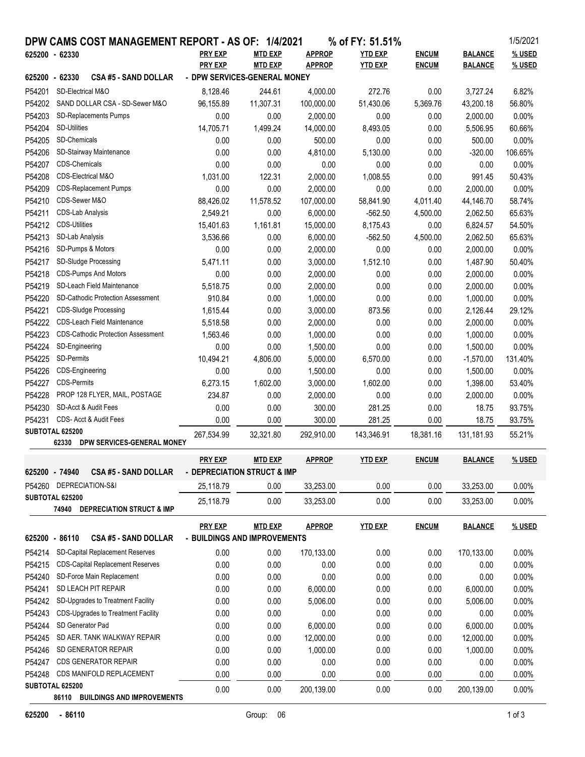# DPW CAMS COST MANAGEMENT REPORT - AS OF: 1/4/2021 % of FY: 51.51%

1/5/2021

625200 - 62330

| | | PRY EXP | MTD EXP | APPROP | YTD EXP | ENCUM | BALANCE | % USED |
|---|---|---|---|---|---|---|---|---|
| **625200 - 62330** | **CSA #5 - SAND DOLLAR** | **- DPW SERVICES-GENERAL MONEY** | | | | | | |
| P54201 | SD-Electrical M&O | 8,128.46 | 244.61 | 4,000.00 | 272.76 | 0.00 | 3,727.24 | 6.82% |
| P54202 | SAND DOLLAR CSA - SD-Sewer M&O | 96,155.89 | 11,307.31 | 100,000.00 | 51,430.06 | 5,369.76 | 43,200.18 | 56.80% |
| P54203 | SD-Replacements Pumps | 0.00 | 0.00 | 2,000.00 | 0.00 | 0.00 | 2,000.00 | 0.00% |
| P54204 | SD-Utilities | 14,705.71 | 1,499.24 | 14,000.00 | 8,493.05 | 0.00 | 5,506.95 | 60.66% |
| P54205 | SD-Chemicals | 0.00 | 0.00 | 500.00 | 0.00 | 0.00 | 500.00 | 0.00% |
| P54206 | SD-Stairway Maintenance | 0.00 | 0.00 | 4,810.00 | 5,130.00 | 0.00 | -320.00 | 106.65% |
| P54207 | CDS-Chemicals | 0.00 | 0.00 | 0.00 | 0.00 | 0.00 | 0.00 | 0.00% |
| P54208 | CDS-Electrical M&O | 1,031.00 | 122.31 | 2,000.00 | 1,008.55 | 0.00 | 991.45 | 50.43% |
| P54209 | CDS-Replacement Pumps | 0.00 | 0.00 | 2,000.00 | 0.00 | 0.00 | 2,000.00 | 0.00% |
| P54210 | CDS-Sewer M&O | 88,426.02 | 11,578.52 | 107,000.00 | 58,841.90 | 4,011.40 | 44,146.70 | 58.74% |
| P54211 | CDS-Lab Analysis | 2,549.21 | 0.00 | 6,000.00 | -562.50 | 4,500.00 | 2,062.50 | 65.63% |
| P54212 | CDS-Utilities | 15,401.63 | 1,161.81 | 15,000.00 | 8,175.43 | 0.00 | 6,824.57 | 54.50% |
| P54213 | SD-Lab Analysis | 3,536.66 | 0.00 | 6,000.00 | -562.50 | 4,500.00 | 2,062.50 | 65.63% |
| P54216 | SD-Pumps & Motors | 0.00 | 0.00 | 2,000.00 | 0.00 | 0.00 | 2,000.00 | 0.00% |
| P54217 | SD-Sludge Processing | 5,471.11 | 0.00 | 3,000.00 | 1,512.10 | 0.00 | 1,487.90 | 50.40% |
| P54218 | CDS-Pumps And Motors | 0.00 | 0.00 | 2,000.00 | 0.00 | 0.00 | 2,000.00 | 0.00% |
| P54219 | SD-Leach Field Maintenance | 5,518.75 | 0.00 | 2,000.00 | 0.00 | 0.00 | 2,000.00 | 0.00% |
| P54220 | SD-Cathodic Protection Assessment | 910.84 | 0.00 | 1,000.00 | 0.00 | 0.00 | 1,000.00 | 0.00% |
| P54221 | CDS-Sludge Processing | 1,615.44 | 0.00 | 3,000.00 | 873.56 | 0.00 | 2,126.44 | 29.12% |
| P54222 | CDS-Leach Field Maintenance | 5,518.58 | 0.00 | 2,000.00 | 0.00 | 0.00 | 2,000.00 | 0.00% |
| P54223 | CDS-Cathodic Protection Assessment | 1,563.46 | 0.00 | 1,000.00 | 0.00 | 0.00 | 1,000.00 | 0.00% |
| P54224 | SD-Engineering | 0.00 | 0.00 | 1,500.00 | 0.00 | 0.00 | 1,500.00 | 0.00% |
| P54225 | SD-Permits | 10,494.21 | 4,806.00 | 5,000.00 | 6,570.00 | 0.00 | -1,570.00 | 131.40% |
| P54226 | CDS-Engineering | 0.00 | 0.00 | 1,500.00 | 0.00 | 0.00 | 1,500.00 | 0.00% |
| P54227 | CDS-Permits | 6,273.15 | 1,602.00 | 3,000.00 | 1,602.00 | 0.00 | 1,398.00 | 53.40% |
| P54228 | PROP 128 FLYER, MAIL, POSTAGE | 234.87 | 0.00 | 2,000.00 | 0.00 | 0.00 | 2,000.00 | 0.00% |
| P54230 | SD-Acct & Audit Fees | 0.00 | 0.00 | 300.00 | 281.25 | 0.00 | 18.75 | 93.75% |
| P54231 | CDS- Acct & Audit Fees | 0.00 | 0.00 | 300.00 | 281.25 | 0.00 | 18.75 | 93.75% |
| **SUBTOTAL 625200** | **62330 DPW SERVICES-GENERAL MONEY** | 267,534.99 | 32,321.80 | 292,910.00 | 143,346.91 | 18,381.16 | 131,181.93 | 55.21% |

| | | PRY EXP | MTD EXP | APPROP | YTD EXP | ENCUM | BALANCE | % USED |
|---|---|---|---|---|---|---|---|---|
| **625200 - 74940** | **CSA #5 - SAND DOLLAR** | **- DEPRECIATION STRUCT & IMP** | | | | | | |
| P54260 | DEPRECIATION-S&I | 25,118.79 | 0.00 | 33,253.00 | 0.00 | 0.00 | 33,253.00 | 0.00% |
| **SUBTOTAL 625200** | **74940 DEPRECIATION STRUCT & IMP** | 25,118.79 | 0.00 | 33,253.00 | 0.00 | 0.00 | 33,253.00 | 0.00% |

| | | PRY EXP | MTD EXP | APPROP | YTD EXP | ENCUM | BALANCE | % USED |
|---|---|---|---|---|---|---|---|---|
| **625200 - 86110** | **CSA #5 - SAND DOLLAR** | **- BUILDINGS AND IMPROVEMENTS** | | | | | | |
| P54214 | SD-Capital Replacement Reserves | 0.00 | 0.00 | 170,133.00 | 0.00 | 0.00 | 170,133.00 | 0.00% |
| P54215 | CDS-Capital Replacement Reserves | 0.00 | 0.00 | 0.00 | 0.00 | 0.00 | 0.00 | 0.00% |
| P54240 | SD-Force Main Replacement | 0.00 | 0.00 | 0.00 | 0.00 | 0.00 | 0.00 | 0.00% |
| P54241 | SD LEACH PIT REPAIR | 0.00 | 0.00 | 6,000.00 | 0.00 | 0.00 | 6,000.00 | 0.00% |
| P54242 | SD-Upgrades to Treatment Facility | 0.00 | 0.00 | 5,006.00 | 0.00 | 0.00 | 5,006.00 | 0.00% |
| P54243 | CDS-Upgrades to Treatment Facility | 0.00 | 0.00 | 0.00 | 0.00 | 0.00 | 0.00 | 0.00% |
| P54244 | SD Generator Pad | 0.00 | 0.00 | 6,000.00 | 0.00 | 0.00 | 6,000.00 | 0.00% |
| P54245 | SD AER. TANK WALKWAY REPAIR | 0.00 | 0.00 | 12,000.00 | 0.00 | 0.00 | 12,000.00 | 0.00% |
| P54246 | SD GENERATOR REPAIR | 0.00 | 0.00 | 1,000.00 | 0.00 | 0.00 | 1,000.00 | 0.00% |
| P54247 | CDS GENERATOR REPAIR | 0.00 | 0.00 | 0.00 | 0.00 | 0.00 | 0.00 | 0.00% |
| P54248 | CDS MANIFOLD REPLACEMENT | 0.00 | 0.00 | 0.00 | 0.00 | 0.00 | 0.00 | 0.00% |
| **SUBTOTAL 625200** | **86110 BUILDINGS AND IMPROVEMENTS** | 0.00 | 0.00 | 200,139.00 | 0.00 | 0.00 | 200,139.00 | 0.00% |

625200 - 86110 Group: 06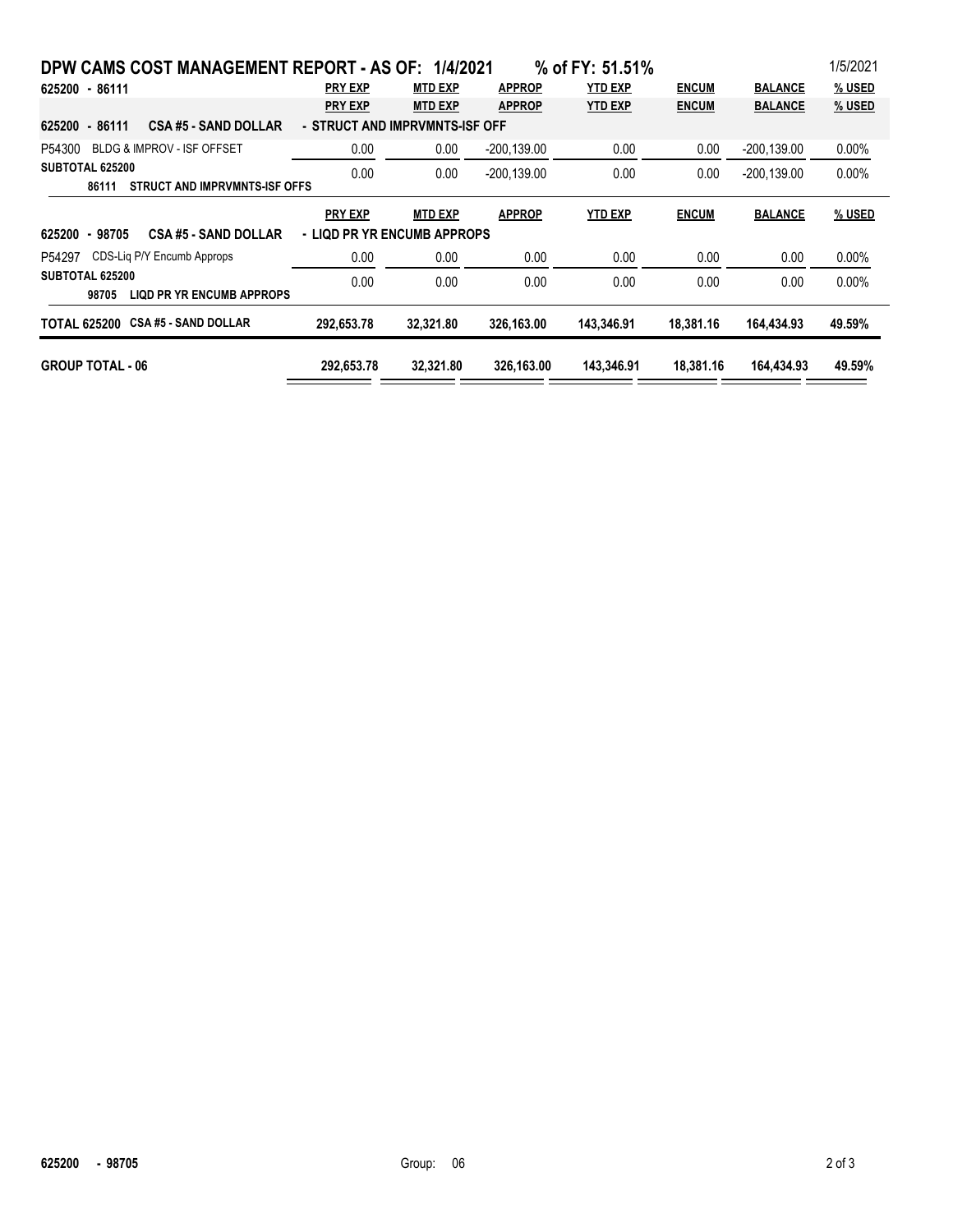# DPW CAMS COST MANAGEMENT REPORT - AS OF: 1/4/2021 % of FY: 51.51%

1/5/2021

**625200 - 86111**

| | PRY EXP | MTD EXP | APPROP | YTD EXP | ENCUM | BALANCE | % USED |
|---|---|---|---|---|---|---|---|
| **625200 - 86111 CSA #5 - SAND DOLLAR - STRUCT AND IMPRVMNTS-ISF OFF** | | | | | | | |
| P54300 BLDG & IMPROV - ISF OFFSET | 0.00 | 0.00 | -200,139.00 | 0.00 | 0.00 | -200,139.00 | 0.00% |
| **SUBTOTAL 625200 86111 STRUCT AND IMPRVMNTS-ISF OFFS** | 0.00 | 0.00 | -200,139.00 | 0.00 | 0.00 | -200,139.00 | 0.00% |

| | PRY EXP | MTD EXP | APPROP | YTD EXP | ENCUM | BALANCE | % USED |
|---|---|---|---|---|---|---|---|
| **625200 - 98705 CSA #5 - SAND DOLLAR - LIQD PR YR ENCUMB APPROPS** | | | | | | | |
| P54297 CDS-Liq P/Y Encumb Approps | 0.00 | 0.00 | 0.00 | 0.00 | 0.00 | 0.00 | 0.00% |
| **SUBTOTAL 625200 98705 LIQD PR YR ENCUMB APPROPS** | 0.00 | 0.00 | 0.00 | 0.00 | 0.00 | 0.00 | 0.00% |
| **TOTAL 625200 CSA #5 - SAND DOLLAR** | **292,653.78** | **32,321.80** | **326,163.00** | **143,346.91** | **18,381.16** | **164,434.93** | **49.59%** |
| **GROUP TOTAL - 06** | **292,653.78** | **32,321.80** | **326,163.00** | **143,346.91** | **18,381.16** | **164,434.93** | **49.59%** |

625200 - 98705 Group: 06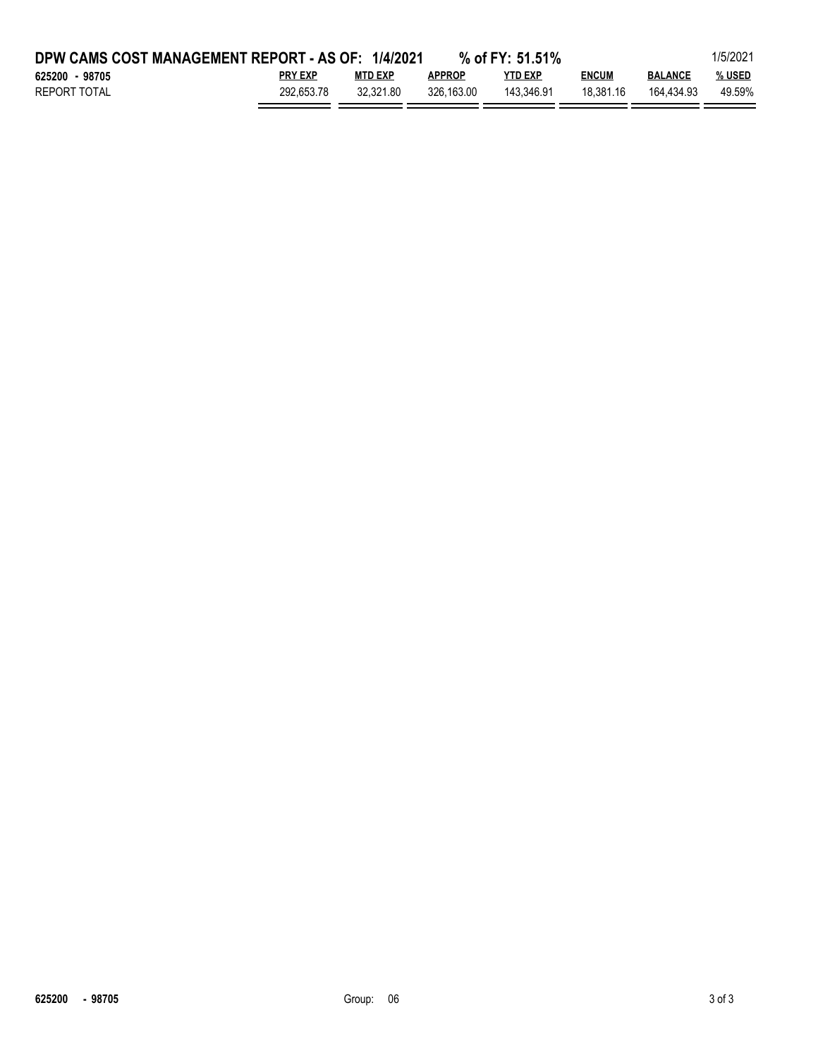# DPW CAMS COST MANAGEMENT REPORT - AS OF: 1/4/2021 % of FY: 51.51%

1/5/2021

| 625200 - 98705 | PRY EXP | MTD EXP | APPROP | YTD EXP | ENCUM | BALANCE | % USED |
|---|---|---|---|---|---|---|---|
| REPORT TOTAL | 292,653.78 | 32,321.80 | 326,163.00 | 143,346.91 | 18,381.16 | 164,434.93 | 49.59% |

625200 - 98705 Group: 06